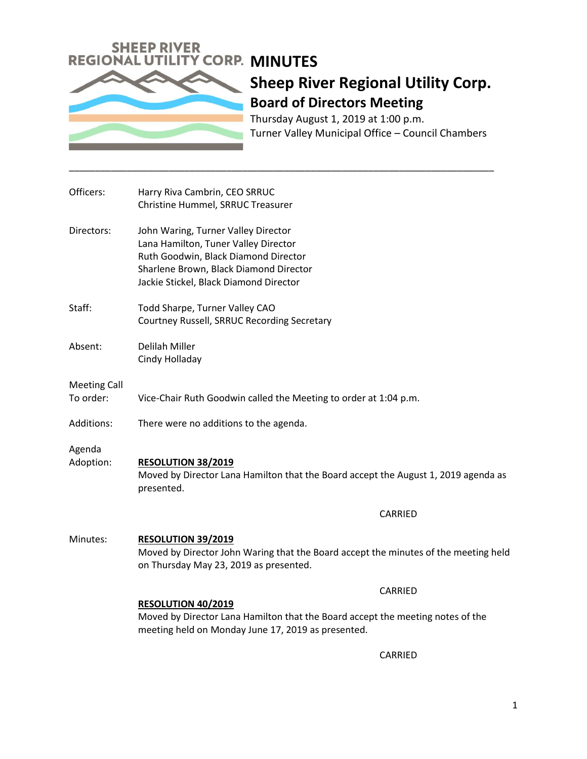SHEEP RIVER REGIONAL UTILITY CORP.

# MINUTES

## Sheep River Regional Utility Corp.

### Board of Directors Meeting

Thursday August 1, 2019 at 1:00 p.m.
Turner Valley Municipal Office – Council Chambers

---

**Officers:** Harry Riva Cambrin, CEO SRRUC
Christine Hummel, SRRUC Treasurer

**Directors:** John Waring, Turner Valley Director
Lana Hamilton, Tuner Valley Director
Ruth Goodwin, Black Diamond Director
Sharlene Brown, Black Diamond Director
Jackie Stickel, Black Diamond Director

**Staff:** Todd Sharpe, Turner Valley CAO
Courtney Russell, SRRUC Recording Secretary

**Absent:** Delilah Miller
Cindy Holladay

**Meeting Call To order:** Vice-Chair Ruth Goodwin called the Meeting to order at 1:04 p.m.

**Additions:** There were no additions to the agenda.

**Agenda Adoption:**

**RESOLUTION 38/2019**
Moved by Director Lana Hamilton that the Board accept the August 1, 2019 agenda as presented.

CARRIED

**Minutes:**

**RESOLUTION 39/2019**
Moved by Director John Waring that the Board accept the minutes of the meeting held on Thursday May 23, 2019 as presented.

CARRIED

**RESOLUTION 40/2019**
Moved by Director Lana Hamilton that the Board accept the meeting notes of the meeting held on Monday June 17, 2019 as presented.

CARRIED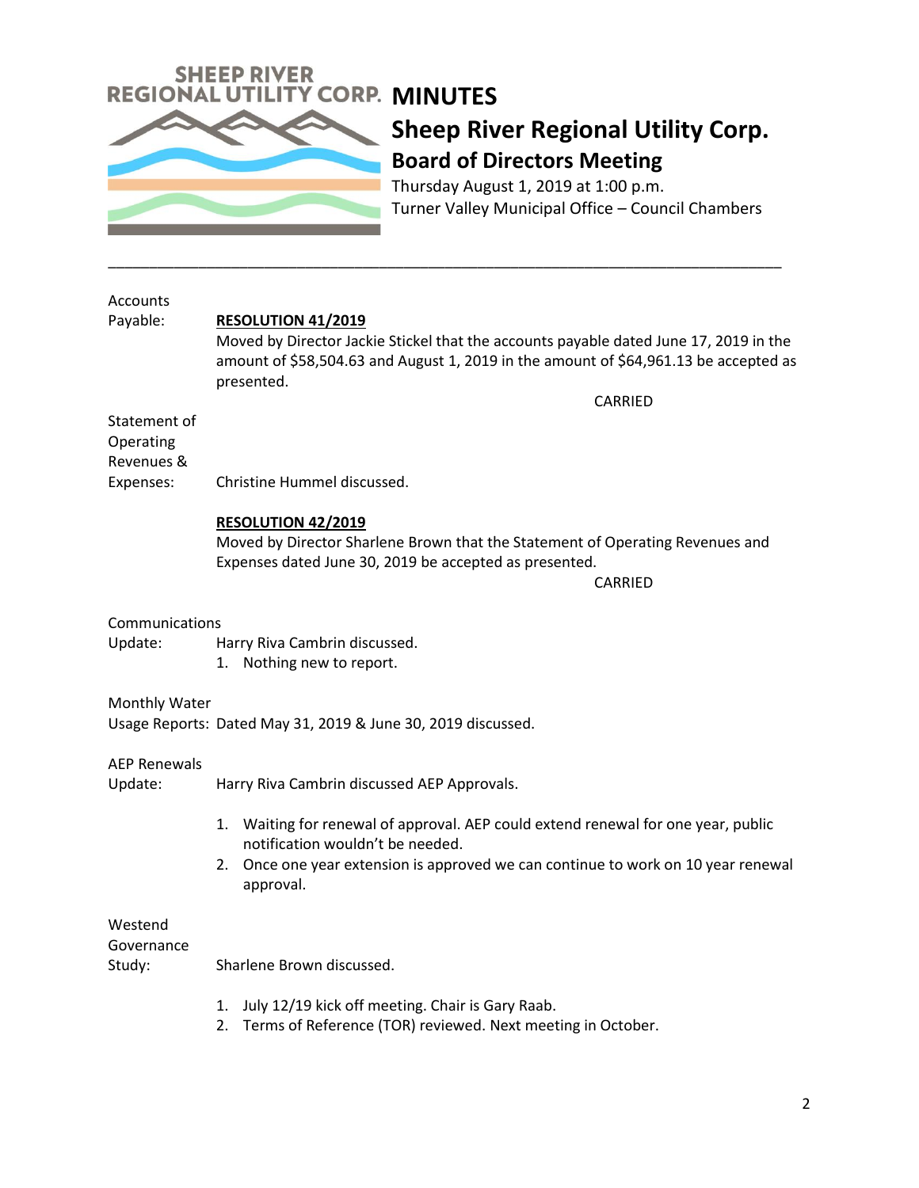# MINUTES

## Sheep River Regional Utility Corp.

### Board of Directors Meeting

Thursday August 1, 2019 at 1:00 p.m.
Turner Valley Municipal Office – Council Chambers

---

**Accounts Payable:**

**RESOLUTION 41/2019**

Moved by Director Jackie Stickel that the accounts payable dated June 17, 2019 in the amount of $58,504.63 and August 1, 2019 in the amount of $64,961.13 be accepted as presented.

CARRIED

**Statement of Operating Revenues & Expenses:** Christine Hummel discussed.

**RESOLUTION 42/2019**

Moved by Director Sharlene Brown that the Statement of Operating Revenues and Expenses dated June 30, 2019 be accepted as presented.

CARRIED

**Communications Update:** Harry Riva Cambrin discussed.

1. Nothing new to report.

**Monthly Water Usage Reports:** Dated May 31, 2019 & June 30, 2019 discussed.

**AEP Renewals Update:** Harry Riva Cambrin discussed AEP Approvals.

1. Waiting for renewal of approval. AEP could extend renewal for one year, public notification wouldn't be needed.
2. Once one year extension is approved we can continue to work on 10 year renewal approval.

**Westend Governance Study:** Sharlene Brown discussed.

1. July 12/19 kick off meeting. Chair is Gary Raab.
2. Terms of Reference (TOR) reviewed. Next meeting in October.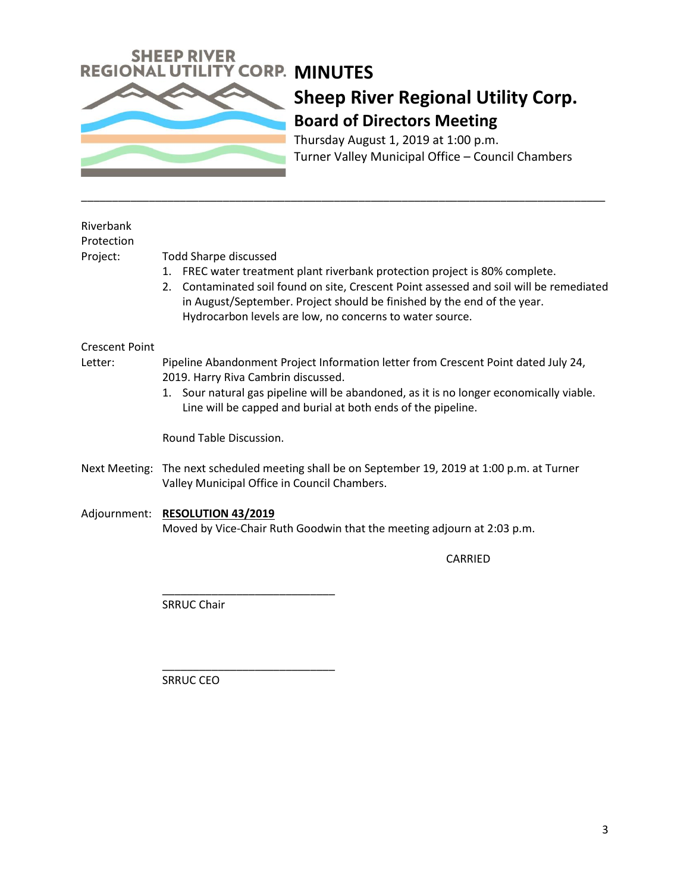**SHEEP RIVER REGIONAL UTILITY CORP.**

# MINUTES

## Sheep River Regional Utility Corp.

### Board of Directors Meeting

Thursday August 1, 2019 at 1:00 p.m.
Turner Valley Municipal Office – Council Chambers

---

**Riverbank Protection Project:** Todd Sharpe discussed

1. FREC water treatment plant riverbank protection project is 80% complete.
2. Contaminated soil found on site, Crescent Point assessed and soil will be remediated in August/September. Project should be finished by the end of the year. Hydrocarbon levels are low, no concerns to water source.

**Crescent Point Letter:** Pipeline Abandonment Project Information letter from Crescent Point dated July 24, 2019. Harry Riva Cambrin discussed.

1. Sour natural gas pipeline will be abandoned, as it is no longer economically viable. Line will be capped and burial at both ends of the pipeline.

Round Table Discussion.

**Next Meeting:** The next scheduled meeting shall be on September 19, 2019 at 1:00 p.m. at Turner Valley Municipal Office in Council Chambers.

**Adjournment:** **RESOLUTION 43/2019**
Moved by Vice-Chair Ruth Goodwin that the meeting adjourn at 2:03 p.m.

CARRIED

\_\_\_\_\_\_\_\_\_\_\_\_\_\_\_\_\_\_\_\_\_\_\_\_\_\_\_\_
SRRUC Chair

\_\_\_\_\_\_\_\_\_\_\_\_\_\_\_\_\_\_\_\_\_\_\_\_\_\_\_\_
SRRUC CEO